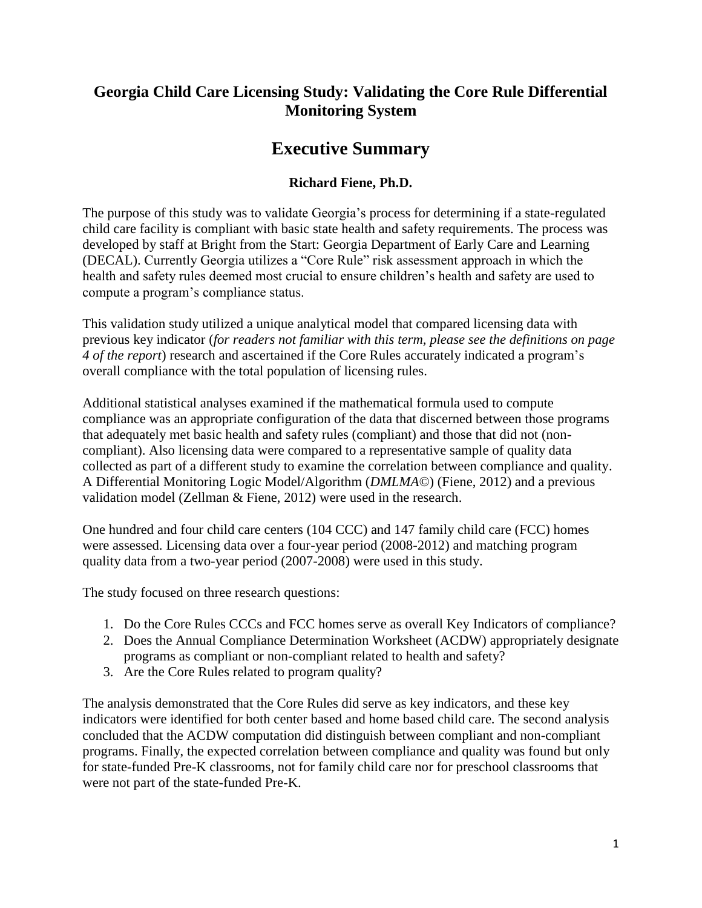# Georgia Child Care Licensing Study: Validating the Core Rule Differential Monitoring System

## Executive Summary

**Richard Fiene, Ph.D.**

The purpose of this study was to validate Georgia's process for determining if a state-regulated child care facility is compliant with basic state health and safety requirements. The process was developed by staff at Bright from the Start: Georgia Department of Early Care and Learning (DECAL). Currently Georgia utilizes a "Core Rule" risk assessment approach in which the health and safety rules deemed most crucial to ensure children's health and safety are used to compute a program's compliance status.

This validation study utilized a unique analytical model that compared licensing data with previous key indicator (*for readers not familiar with this term, please see the definitions on page 4 of the report*) research and ascertained if the Core Rules accurately indicated a program's overall compliance with the total population of licensing rules.

Additional statistical analyses examined if the mathematical formula used to compute compliance was an appropriate configuration of the data that discerned between those programs that adequately met basic health and safety rules (compliant) and those that did not (non-compliant). Also licensing data were compared to a representative sample of quality data collected as part of a different study to examine the correlation between compliance and quality. A Differential Monitoring Logic Model/Algorithm (*DMLMA*©) (Fiene, 2012) and a previous validation model (Zellman & Fiene, 2012) were used in the research.

One hundred and four child care centers (104 CCC) and 147 family child care (FCC) homes were assessed. Licensing data over a four-year period (2008-2012) and matching program quality data from a two-year period (2007-2008) were used in this study.

The study focused on three research questions:

1. Do the Core Rules CCCs and FCC homes serve as overall Key Indicators of compliance?
2. Does the Annual Compliance Determination Worksheet (ACDW) appropriately designate programs as compliant or non-compliant related to health and safety?
3. Are the Core Rules related to program quality?

The analysis demonstrated that the Core Rules did serve as key indicators, and these key indicators were identified for both center based and home based child care. The second analysis concluded that the ACDW computation did distinguish between compliant and non-compliant programs. Finally, the expected correlation between compliance and quality was found but only for state-funded Pre-K classrooms, not for family child care nor for preschool classrooms that were not part of the state-funded Pre-K.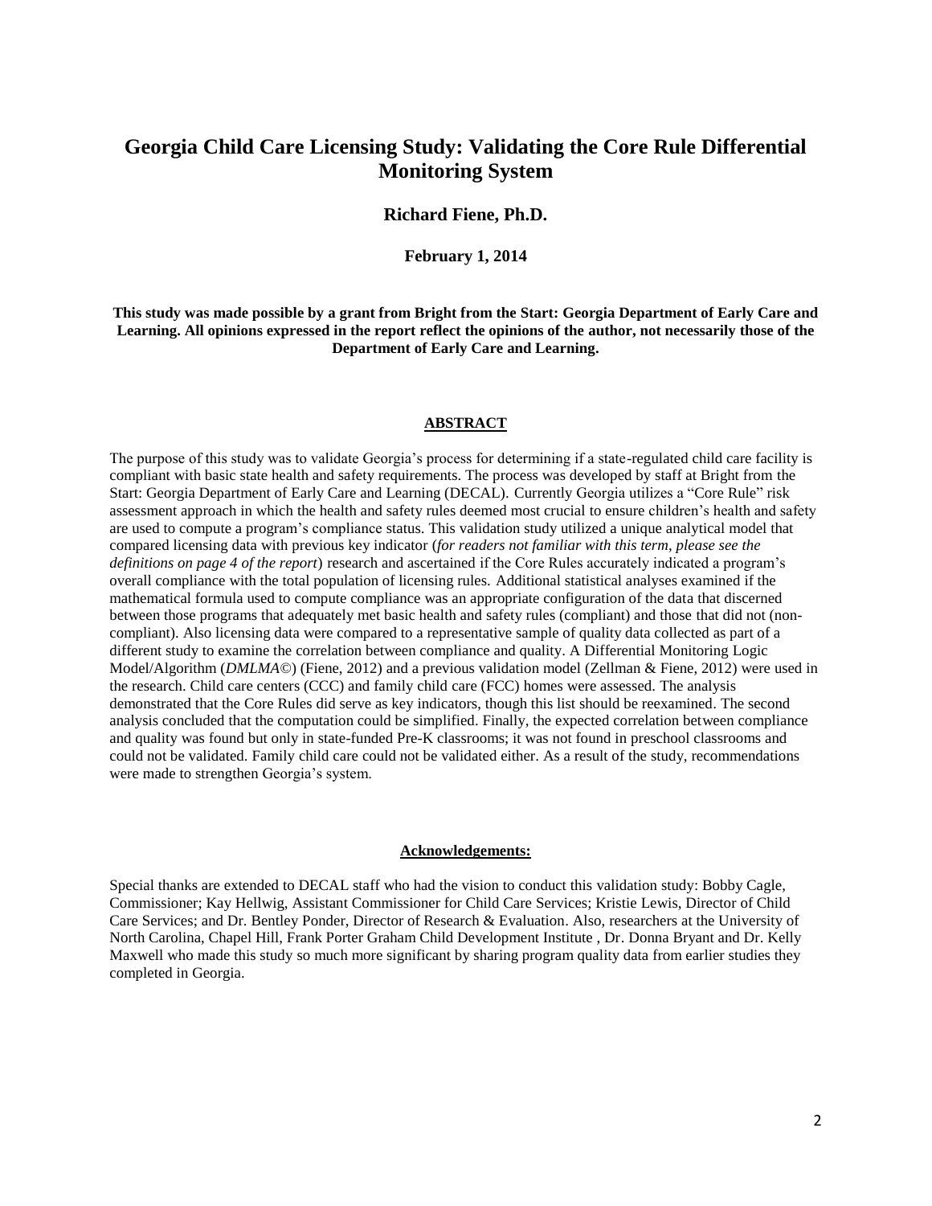# Georgia Child Care Licensing Study: Validating the Core Rule Differential Monitoring System

**Richard Fiene, Ph.D.**

**February 1, 2014**

**This study was made possible by a grant from Bright from the Start: Georgia Department of Early Care and Learning. All opinions expressed in the report reflect the opinions of the author, not necessarily those of the Department of Early Care and Learning.**

## ABSTRACT

The purpose of this study was to validate Georgia's process for determining if a state-regulated child care facility is compliant with basic state health and safety requirements. The process was developed by staff at Bright from the Start: Georgia Department of Early Care and Learning (DECAL). Currently Georgia utilizes a "Core Rule" risk assessment approach in which the health and safety rules deemed most crucial to ensure children's health and safety are used to compute a program's compliance status. This validation study utilized a unique analytical model that compared licensing data with previous key indicator (*for readers not familiar with this term, please see the definitions on page 4 of the report*) research and ascertained if the Core Rules accurately indicated a program's overall compliance with the total population of licensing rules. Additional statistical analyses examined if the mathematical formula used to compute compliance was an appropriate configuration of the data that discerned between those programs that adequately met basic health and safety rules (compliant) and those that did not (non-compliant). Also licensing data were compared to a representative sample of quality data collected as part of a different study to examine the correlation between compliance and quality. A Differential Monitoring Logic Model/Algorithm (*DMLMA©*) (Fiene, 2012) and a previous validation model (Zellman & Fiene, 2012) were used in the research. Child care centers (CCC) and family child care (FCC) homes were assessed. The analysis demonstrated that the Core Rules did serve as key indicators, though this list should be reexamined. The second analysis concluded that the computation could be simplified. Finally, the expected correlation between compliance and quality was found but only in state-funded Pre-K classrooms; it was not found in preschool classrooms and could not be validated. Family child care could not be validated either. As a result of the study, recommendations were made to strengthen Georgia's system.

## Acknowledgements:

Special thanks are extended to DECAL staff who had the vision to conduct this validation study: Bobby Cagle, Commissioner; Kay Hellwig, Assistant Commissioner for Child Care Services; Kristie Lewis, Director of Child Care Services; and Dr. Bentley Ponder, Director of Research & Evaluation. Also, researchers at the University of North Carolina, Chapel Hill, Frank Porter Graham Child Development Institute , Dr. Donna Bryant and Dr. Kelly Maxwell who made this study so much more significant by sharing program quality data from earlier studies they completed in Georgia.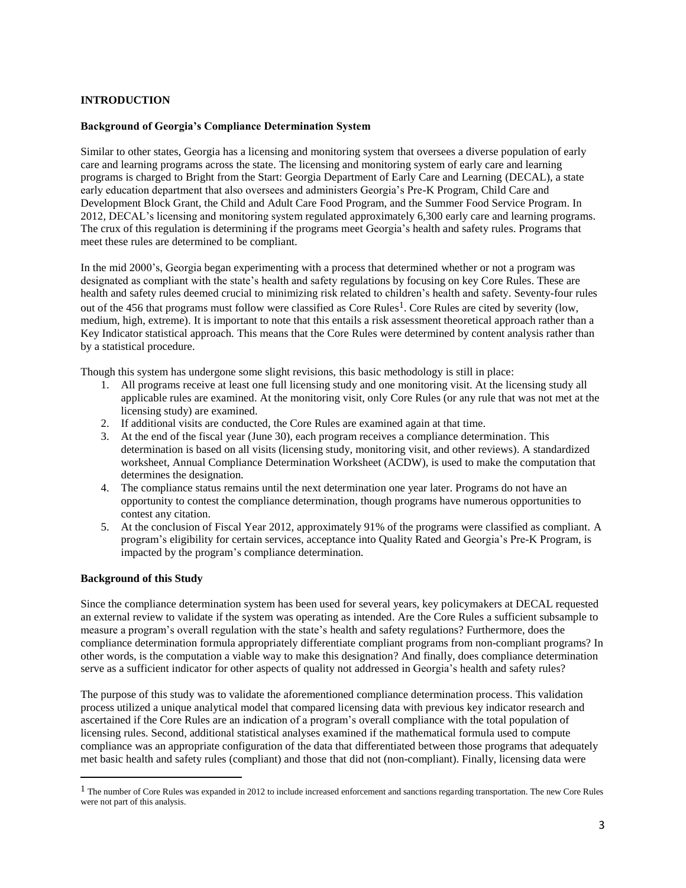## INTRODUCTION

### Background of Georgia's Compliance Determination System

Similar to other states, Georgia has a licensing and monitoring system that oversees a diverse population of early care and learning programs across the state. The licensing and monitoring system of early care and learning programs is charged to Bright from the Start: Georgia Department of Early Care and Learning (DECAL), a state early education department that also oversees and administers Georgia's Pre-K Program, Child Care and Development Block Grant, the Child and Adult Care Food Program, and the Summer Food Service Program. In 2012, DECAL's licensing and monitoring system regulated approximately 6,300 early care and learning programs. The crux of this regulation is determining if the programs meet Georgia's health and safety rules. Programs that meet these rules are determined to be compliant.

In the mid 2000's, Georgia began experimenting with a process that determined whether or not a program was designated as compliant with the state's health and safety regulations by focusing on key Core Rules. These are health and safety rules deemed crucial to minimizing risk related to children's health and safety. Seventy-four rules out of the 456 that programs must follow were classified as Core Rules[1]. Core Rules are cited by severity (low, medium, high, extreme). It is important to note that this entails a risk assessment theoretical approach rather than a Key Indicator statistical approach. This means that the Core Rules were determined by content analysis rather than by a statistical procedure.

Though this system has undergone some slight revisions, this basic methodology is still in place:

1. All programs receive at least one full licensing study and one monitoring visit. At the licensing study all applicable rules are examined. At the monitoring visit, only Core Rules (or any rule that was not met at the licensing study) are examined.
2. If additional visits are conducted, the Core Rules are examined again at that time.
3. At the end of the fiscal year (June 30), each program receives a compliance determination. This determination is based on all visits (licensing study, monitoring visit, and other reviews). A standardized worksheet, Annual Compliance Determination Worksheet (ACDW), is used to make the computation that determines the designation.
4. The compliance status remains until the next determination one year later. Programs do not have an opportunity to contest the compliance determination, though programs have numerous opportunities to contest any citation.
5. At the conclusion of Fiscal Year 2012, approximately 91% of the programs were classified as compliant. A program's eligibility for certain services, acceptance into Quality Rated and Georgia's Pre-K Program, is impacted by the program's compliance determination.

### Background of this Study

Since the compliance determination system has been used for several years, key policymakers at DECAL requested an external review to validate if the system was operating as intended. Are the Core Rules a sufficient subsample to measure a program's overall regulation with the state's health and safety regulations? Furthermore, does the compliance determination formula appropriately differentiate compliant programs from non-compliant programs? In other words, is the computation a viable way to make this designation? And finally, does compliance determination serve as a sufficient indicator for other aspects of quality not addressed in Georgia's health and safety rules?

The purpose of this study was to validate the aforementioned compliance determination process. This validation process utilized a unique analytical model that compared licensing data with previous key indicator research and ascertained if the Core Rules are an indication of a program's overall compliance with the total population of licensing rules. Second, additional statistical analyses examined if the mathematical formula used to compute compliance was an appropriate configuration of the data that differentiated between those programs that adequately met basic health and safety rules (compliant) and those that did not (non-compliant). Finally, licensing data were

---

[1] The number of Core Rules was expanded in 2012 to include increased enforcement and sanctions regarding transportation. The new Core Rules were not part of this analysis.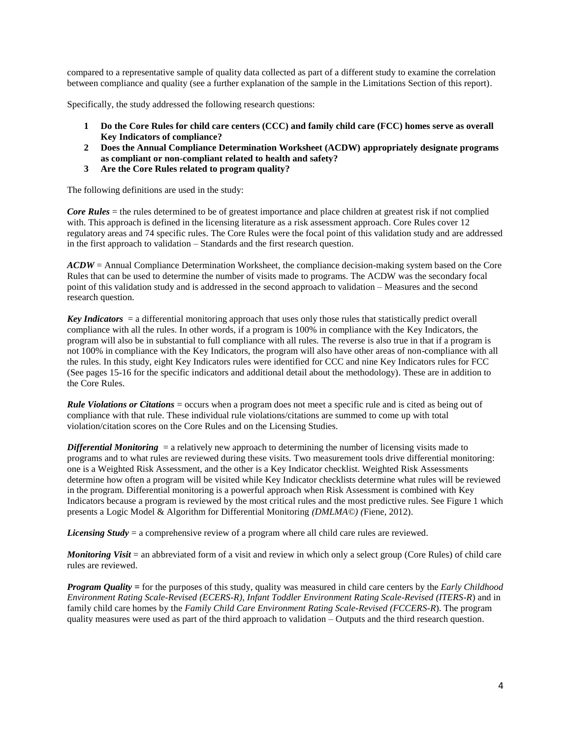compared to a representative sample of quality data collected as part of a different study to examine the correlation between compliance and quality (see a further explanation of the sample in the Limitations Section of this report).

Specifically, the study addressed the following research questions:

1. **Do the Core Rules for child care centers (CCC) and family child care (FCC) homes serve as overall Key Indicators of compliance?**
2. **Does the Annual Compliance Determination Worksheet (ACDW) appropriately designate programs as compliant or non-compliant related to health and safety?**
3. **Are the Core Rules related to program quality?**

The following definitions are used in the study:

***Core Rules*** = the rules determined to be of greatest importance and place children at greatest risk if not complied with. This approach is defined in the licensing literature as a risk assessment approach. Core Rules cover 12 regulatory areas and 74 specific rules. The Core Rules were the focal point of this validation study and are addressed in the first approach to validation – Standards and the first research question.

***ACDW*** = Annual Compliance Determination Worksheet, the compliance decision-making system based on the Core Rules that can be used to determine the number of visits made to programs. The ACDW was the secondary focal point of this validation study and is addressed in the second approach to validation – Measures and the second research question.

***Key Indicators*** = a differential monitoring approach that uses only those rules that statistically predict overall compliance with all the rules. In other words, if a program is 100% in compliance with the Key Indicators, the program will also be in substantial to full compliance with all rules. The reverse is also true in that if a program is not 100% in compliance with the Key Indicators, the program will also have other areas of non-compliance with all the rules. In this study, eight Key Indicators rules were identified for CCC and nine Key Indicators rules for FCC (See pages 15-16 for the specific indicators and additional detail about the methodology). These are in addition to the Core Rules.

***Rule Violations or Citations*** = occurs when a program does not meet a specific rule and is cited as being out of compliance with that rule. These individual rule violations/citations are summed to come up with total violation/citation scores on the Core Rules and on the Licensing Studies.

***Differential Monitoring*** = a relatively new approach to determining the number of licensing visits made to programs and to what rules are reviewed during these visits. Two measurement tools drive differential monitoring: one is a Weighted Risk Assessment, and the other is a Key Indicator checklist. Weighted Risk Assessments determine how often a program will be visited while Key Indicator checklists determine what rules will be reviewed in the program. Differential monitoring is a powerful approach when Risk Assessment is combined with Key Indicators because a program is reviewed by the most critical rules and the most predictive rules. See Figure 1 which presents a Logic Model & Algorithm for Differential Monitoring *(DMLMA©) (*Fiene, 2012).

***Licensing Study*** = a comprehensive review of a program where all child care rules are reviewed.

***Monitoring Visit*** = an abbreviated form of a visit and review in which only a select group (Core Rules) of child care rules are reviewed.

***Program Quality*** **=** for the purposes of this study, quality was measured in child care centers by the *Early Childhood Environment Rating Scale-Revised (ECERS-R)*, *Infant Toddler Environment Rating Scale-Revised (ITERS-R*) and in family child care homes by the *Family Child Care Environment Rating Scale-Revised (FCCERS-R*). The program quality measures were used as part of the third approach to validation – Outputs and the third research question.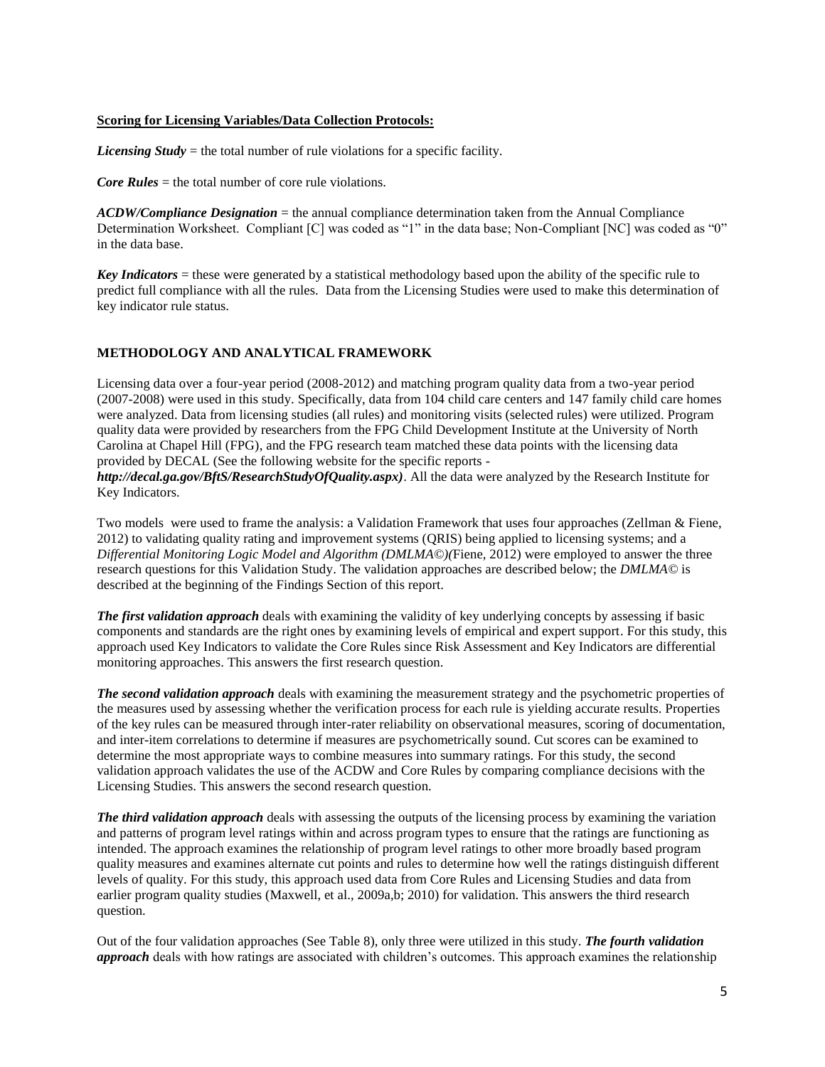**Scoring for Licensing Variables/Data Collection Protocols:**

***Licensing Study*** = the total number of rule violations for a specific facility.

***Core Rules*** = the total number of core rule violations.

***ACDW/Compliance Designation*** = the annual compliance determination taken from the Annual Compliance Determination Worksheet. Compliant [C] was coded as "1" in the data base; Non-Compliant [NC] was coded as "0" in the data base.

***Key Indicators*** = these were generated by a statistical methodology based upon the ability of the specific rule to predict full compliance with all the rules. Data from the Licensing Studies were used to make this determination of key indicator rule status.

## METHODOLOGY AND ANALYTICAL FRAMEWORK

Licensing data over a four-year period (2008-2012) and matching program quality data from a two-year period (2007-2008) were used in this study. Specifically, data from 104 child care centers and 147 family child care homes were analyzed. Data from licensing studies (all rules) and monitoring visits (selected rules) were utilized. Program quality data were provided by researchers from the FPG Child Development Institute at the University of North Carolina at Chapel Hill (FPG), and the FPG research team matched these data points with the licensing data provided by DECAL (See the following website for the specific reports - ***http://decal.ga.gov/BftS/ResearchStudyOfQuality.aspx)***. All the data were analyzed by the Research Institute for Key Indicators.

Two models were used to frame the analysis: a Validation Framework that uses four approaches (Zellman & Fiene, 2012) to validating quality rating and improvement systems (QRIS) being applied to licensing systems; and a *Differential Monitoring Logic Model and Algorithm (DMLMA©)(*Fiene, 2012) were employed to answer the three research questions for this Validation Study. The validation approaches are described below; the *DMLMA©* is described at the beginning of the Findings Section of this report.

***The first validation approach*** deals with examining the validity of key underlying concepts by assessing if basic components and standards are the right ones by examining levels of empirical and expert support. For this study, this approach used Key Indicators to validate the Core Rules since Risk Assessment and Key Indicators are differential monitoring approaches. This answers the first research question.

***The second validation approach*** deals with examining the measurement strategy and the psychometric properties of the measures used by assessing whether the verification process for each rule is yielding accurate results. Properties of the key rules can be measured through inter-rater reliability on observational measures, scoring of documentation, and inter-item correlations to determine if measures are psychometrically sound. Cut scores can be examined to determine the most appropriate ways to combine measures into summary ratings. For this study, the second validation approach validates the use of the ACDW and Core Rules by comparing compliance decisions with the Licensing Studies. This answers the second research question.

***The third validation approach*** deals with assessing the outputs of the licensing process by examining the variation and patterns of program level ratings within and across program types to ensure that the ratings are functioning as intended. The approach examines the relationship of program level ratings to other more broadly based program quality measures and examines alternate cut points and rules to determine how well the ratings distinguish different levels of quality. For this study, this approach used data from Core Rules and Licensing Studies and data from earlier program quality studies (Maxwell, et al., 2009a,b; 2010) for validation. This answers the third research question.

Out of the four validation approaches (See Table 8), only three were utilized in this study. ***The fourth validation approach*** deals with how ratings are associated with children's outcomes. This approach examines the relationship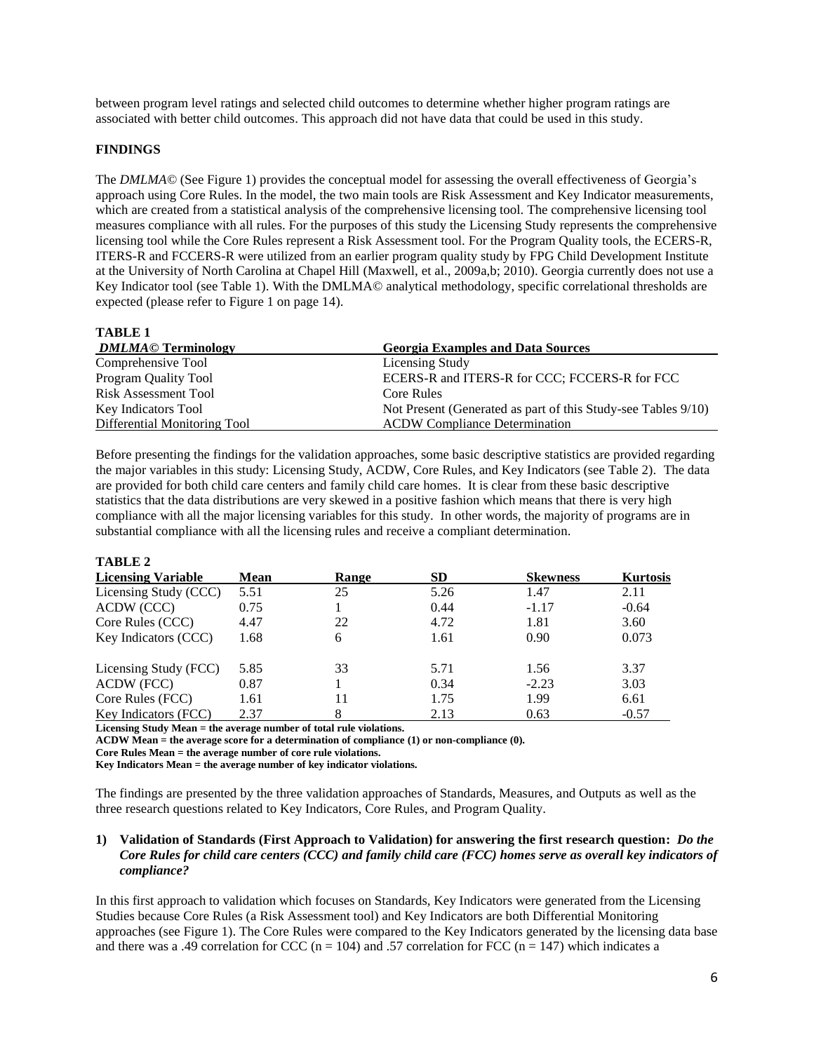between program level ratings and selected child outcomes to determine whether higher program ratings are associated with better child outcomes. This approach did not have data that could be used in this study.

## FINDINGS

The *DMLMA*© (See Figure 1) provides the conceptual model for assessing the overall effectiveness of Georgia's approach using Core Rules. In the model, the two main tools are Risk Assessment and Key Indicator measurements, which are created from a statistical analysis of the comprehensive licensing tool. The comprehensive licensing tool measures compliance with all rules. For the purposes of this study the Licensing Study represents the comprehensive licensing tool while the Core Rules represent a Risk Assessment tool. For the Program Quality tools, the ECERS-R, ITERS-R and FCCERS-R were utilized from an earlier program quality study by FPG Child Development Institute at the University of North Carolina at Chapel Hill (Maxwell, et al., 2009a,b; 2010). Georgia currently does not use a Key Indicator tool (see Table 1). With the DMLMA© analytical methodology, specific correlational thresholds are expected (please refer to Figure 1 on page 14).

**TABLE 1**

| *DMLMA*© Terminology | Georgia Examples and Data Sources |
|---|---|
| Comprehensive Tool | Licensing Study |
| Program Quality Tool | ECERS-R and ITERS-R for CCC; FCCERS-R for FCC |
| Risk Assessment Tool | Core Rules |
| Key Indicators Tool | Not Present (Generated as part of this Study-see Tables 9/10) |
| Differential Monitoring Tool | ACDW Compliance Determination |

Before presenting the findings for the validation approaches, some basic descriptive statistics are provided regarding the major variables in this study: Licensing Study, ACDW, Core Rules, and Key Indicators (see Table 2). The data are provided for both child care centers and family child care homes. It is clear from these basic descriptive statistics that the data distributions are very skewed in a positive fashion which means that there is very high compliance with all the major licensing variables for this study. In other words, the majority of programs are in substantial compliance with all the licensing rules and receive a compliant determination.

**TABLE 2**

| Licensing Variable | Mean | Range | SD | Skewness | Kurtosis |
|---|---|---|---|---|---|
| Licensing Study (CCC) | 5.51 | 25 | 5.26 | 1.47 | 2.11 |
| ACDW (CCC) | 0.75 | 1 | 0.44 | -1.17 | -0.64 |
| Core Rules (CCC) | 4.47 | 22 | 4.72 | 1.81 | 3.60 |
| Key Indicators (CCC) | 1.68 | 6 | 1.61 | 0.90 | 0.073 |
| Licensing Study (FCC) | 5.85 | 33 | 5.71 | 1.56 | 3.37 |
| ACDW (FCC) | 0.87 | 1 | 0.34 | -2.23 | 3.03 |
| Core Rules (FCC) | 1.61 | 11 | 1.75 | 1.99 | 6.61 |
| Key Indicators (FCC) | 2.37 | 8 | 2.13 | 0.63 | -0.57 |

**Licensing Study Mean = the average number of total rule violations.**
**ACDW Mean = the average score for a determination of compliance (1) or non-compliance (0).**
**Core Rules Mean = the average number of core rule violations.**
**Key Indicators Mean = the average number of key indicator violations.**

The findings are presented by the three validation approaches of Standards, Measures, and Outputs as well as the three research questions related to Key Indicators, Core Rules, and Program Quality.

**1) Validation of Standards (First Approach to Validation) for answering the first research question:** ***Do the Core Rules for child care centers (CCC) and family child care (FCC) homes serve as overall key indicators of compliance?***

In this first approach to validation which focuses on Standards, Key Indicators were generated from the Licensing Studies because Core Rules (a Risk Assessment tool) and Key Indicators are both Differential Monitoring approaches (see Figure 1). The Core Rules were compared to the Key Indicators generated by the licensing data base and there was a .49 correlation for CCC ($n = 104$) and .57 correlation for FCC ($n = 147$) which indicates a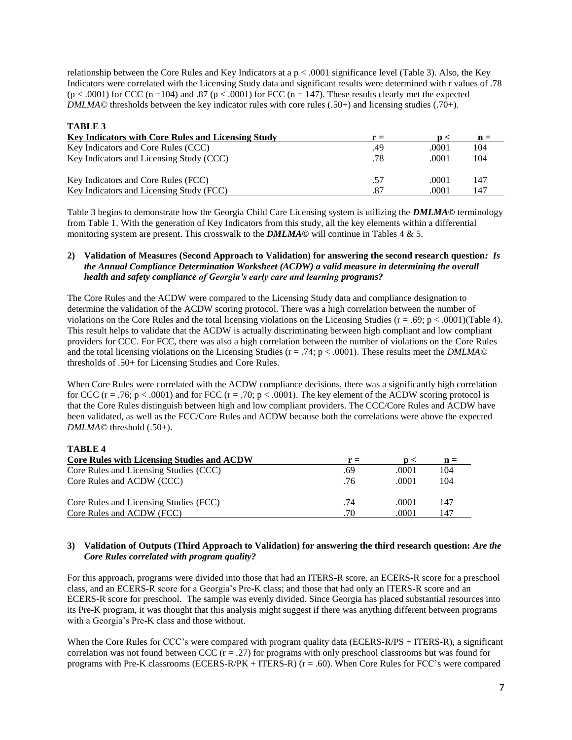relationship between the Core Rules and Key Indicators at a $p < .0001$ significance level (Table 3). Also, the Key Indicators were correlated with the Licensing Study data and significant results were determined with r values of .78 ($p < .0001$) for CCC ($n = 104$) and .87 ($p < .0001$) for FCC ($n = 147$). These results clearly met the expected *DMLMA©* thresholds between the key indicator rules with core rules (.50+) and licensing studies (.70+).

**TABLE 3**

| Key Indicators with Core Rules and Licensing Study | r = | p < | n = |
|---|---|---|---|
| Key Indicators and Core Rules (CCC) | .49 | .0001 | 104 |
| Key Indicators and Licensing Study (CCC) | .78 | .0001 | 104 |
| Key Indicators and Core Rules (FCC) | .57 | .0001 | 147 |
| Key Indicators and Licensing Study (FCC) | .87 | .0001 | 147 |

Table 3 begins to demonstrate how the Georgia Child Care Licensing system is utilizing the ***DMLMA©*** terminology from Table 1. With the generation of Key Indicators from this study, all the key elements within a differential monitoring system are present. This crosswalk to the ***DMLMA©*** will continue in Tables 4 & 5.

**2) Validation of Measures (Second Approach to Validation) for answering the second research question*: Is the Annual Compliance Determination Worksheet (ACDW) a valid measure in determining the overall health and safety compliance of Georgia's early care and learning programs?***

The Core Rules and the ACDW were compared to the Licensing Study data and compliance designation to determine the validation of the ACDW scoring protocol. There was a high correlation between the number of violations on the Core Rules and the total licensing violations on the Licensing Studies ($r = .69$; $p < .0001$)(Table 4). This result helps to validate that the ACDW is actually discriminating between high compliant and low compliant providers for CCC. For FCC, there was also a high correlation between the number of violations on the Core Rules and the total licensing violations on the Licensing Studies ($r = .74$; $p < .0001$). These results meet the *DMLMA©* thresholds of .50+ for Licensing Studies and Core Rules.

When Core Rules were correlated with the ACDW compliance decisions, there was a significantly high correlation for CCC ($r = .76$; $p < .0001$) and for FCC ($r = .70$; $p < .0001$). The key element of the ACDW scoring protocol is that the Core Rules distinguish between high and low compliant providers. The CCC/Core Rules and ACDW have been validated, as well as the FCC/Core Rules and ACDW because both the correlations were above the expected *DMLMA©* threshold (.50+).

**TABLE 4**

| Core Rules with Licensing Studies and ACDW | r = | p < | n = |
|---|---|---|---|
| Core Rules and Licensing Studies (CCC) | .69 | .0001 | 104 |
| Core Rules and ACDW (CCC) | .76 | .0001 | 104 |
| Core Rules and Licensing Studies (FCC) | .74 | .0001 | 147 |
| Core Rules and ACDW (FCC) | .70 | .0001 | 147 |

**3) Validation of Outputs (Third Approach to Validation) for answering the third research question: *Are the Core Rules correlated with program quality?***

For this approach, programs were divided into those that had an ITERS-R score, an ECERS-R score for a preschool class, and an ECERS-R score for a Georgia's Pre-K class; and those that had only an ITERS-R score and an ECERS-R score for preschool. The sample was evenly divided. Since Georgia has placed substantial resources into its Pre-K program, it was thought that this analysis might suggest if there was anything different between programs with a Georgia's Pre-K class and those without.

When the Core Rules for CCC's were compared with program quality data (ECERS-R/PS + ITERS-R), a significant correlation was not found between CCC ($r = .27$) for programs with only preschool classrooms but was found for programs with Pre-K classrooms (ECERS-R/PK + ITERS-R) ($r = .60$). When Core Rules for FCC's were compared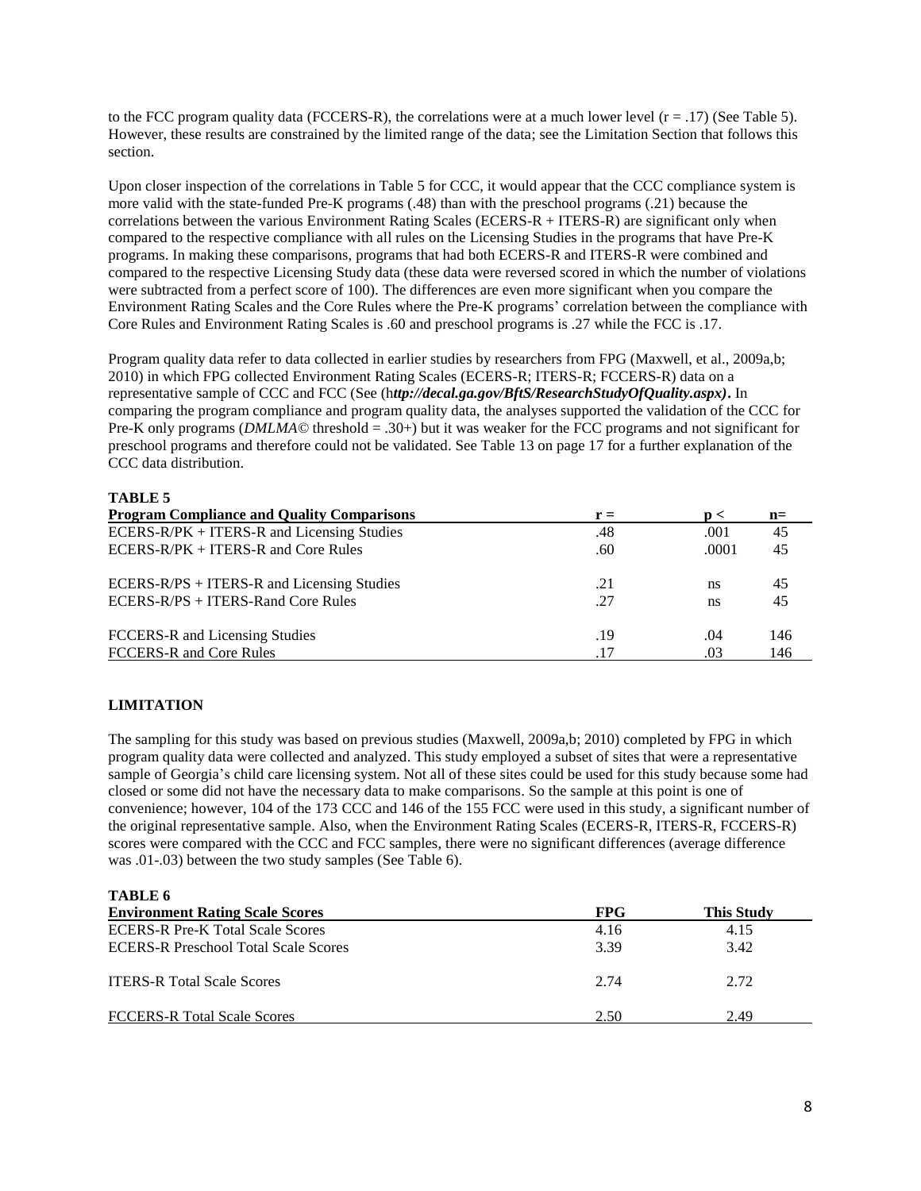to the FCC program quality data (FCCERS-R), the correlations were at a much lower level (r = .17) (See Table 5). However, these results are constrained by the limited range of the data; see the Limitation Section that follows this section.

Upon closer inspection of the correlations in Table 5 for CCC, it would appear that the CCC compliance system is more valid with the state-funded Pre-K programs (.48) than with the preschool programs (.21) because the correlations between the various Environment Rating Scales (ECERS-R + ITERS-R) are significant only when compared to the respective compliance with all rules on the Licensing Studies in the programs that have Pre-K programs. In making these comparisons, programs that had both ECERS-R and ITERS-R were combined and compared to the respective Licensing Study data (these data were reversed scored in which the number of violations were subtracted from a perfect score of 100). The differences are even more significant when you compare the Environment Rating Scales and the Core Rules where the Pre-K programs' correlation between the compliance with Core Rules and Environment Rating Scales is .60 and preschool programs is .27 while the FCC is .17.

Program quality data refer to data collected in earlier studies by researchers from FPG (Maxwell, et al., 2009a,b; 2010) in which FPG collected Environment Rating Scales (ECERS-R; ITERS-R; FCCERS-R) data on a representative sample of CCC and FCC (See (h***ttp://decal.ga.gov/BftS/ResearchStudyOfQuality.aspx)*.** In comparing the program compliance and program quality data, the analyses supported the validation of the CCC for Pre-K only programs (*DMLMA©* threshold = .30+) but it was weaker for the FCC programs and not significant for preschool programs and therefore could not be validated. See Table 13 on page 17 for a further explanation of the CCC data distribution.

**TABLE 5**

| **Program Compliance and Quality Comparisons** | **r =** | **p <** | **n=** |
|---|---|---|---|
| ECERS-R/PK + ITERS-R and Licensing Studies | .48 | .001 | 45 |
| ECERS-R/PK + ITERS-R and Core Rules | .60 | .0001 | 45 |
| ECERS-R/PS + ITERS-R and Licensing Studies | .21 | ns | 45 |
| ECERS-R/PS + ITERS-Rand Core Rules | .27 | ns | 45 |
| FCCERS-R and Licensing Studies | .19 | .04 | 146 |
| FCCERS-R and Core Rules | .17 | .03 | 146 |

## LIMITATION

The sampling for this study was based on previous studies (Maxwell, 2009a,b; 2010) completed by FPG in which program quality data were collected and analyzed. This study employed a subset of sites that were a representative sample of Georgia's child care licensing system. Not all of these sites could be used for this study because some had closed or some did not have the necessary data to make comparisons. So the sample at this point is one of convenience; however, 104 of the 173 CCC and 146 of the 155 FCC were used in this study, a significant number of the original representative sample. Also, when the Environment Rating Scales (ECERS-R, ITERS-R, FCCERS-R) scores were compared with the CCC and FCC samples, there were no significant differences (average difference was .01-.03) between the two study samples (See Table 6).

**TABLE 6**

| **Environment Rating Scale Scores** | **FPG** | **This Study** |
|---|---|---|
| ECERS-R Pre-K Total Scale Scores | 4.16 | 4.15 |
| ECERS-R Preschool Total Scale Scores | 3.39 | 3.42 |
| ITERS-R Total Scale Scores | 2.74 | 2.72 |
| FCCERS-R Total Scale Scores | 2.50 | 2.49 |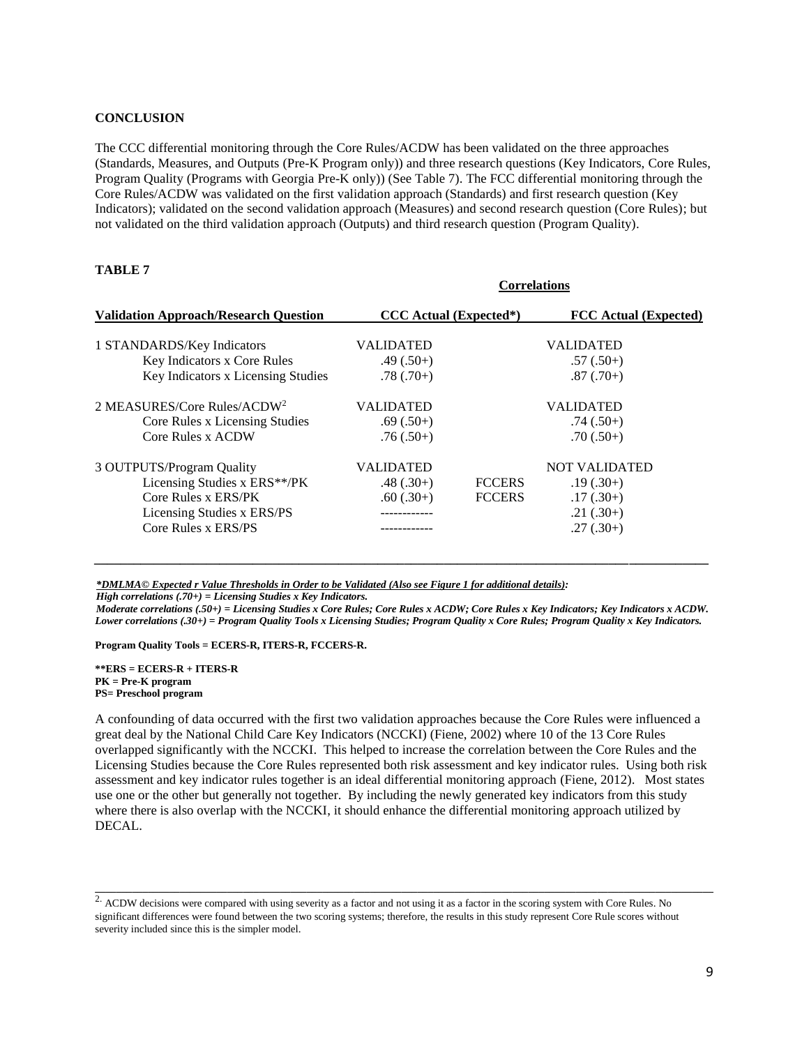**CONCLUSION**

The CCC differential monitoring through the Core Rules/ACDW has been validated on the three approaches (Standards, Measures, and Outputs (Pre-K Program only)) and three research questions (Key Indicators, Core Rules, Program Quality (Programs with Georgia Pre-K only)) (See Table 7). The FCC differential monitoring through the Core Rules/ACDW was validated on the first validation approach (Standards) and first research question (Key Indicators); validated on the second validation approach (Measures) and second research question (Core Rules); but not validated on the third validation approach (Outputs) and third research question (Program Quality).

**TABLE 7**

| | Correlations | | |
|---|---|---|---|
| **Validation Approach/Research Question** | **CCC Actual (Expected*)** | | **FCC Actual (Expected)** |
| 1 STANDARDS/Key Indicators | VALIDATED | | VALIDATED |
| Key Indicators x Core Rules | .49 (.50+) | | .57 (.50+) |
| Key Indicators x Licensing Studies | .78 (.70+) | | .87 (.70+) |
| 2 MEASURES/Core Rules/ACDW[2] | VALIDATED | | VALIDATED |
| Core Rules x Licensing Studies | .69 (.50+) | | .74 (.50+) |
| Core Rules x ACDW | .76 (.50+) | | .70 (.50+) |
| 3 OUTPUTS/Program Quality | VALIDATED | | NOT VALIDATED |
| Licensing Studies x ERS**/PK | .48 (.30+) | FCCERS | .19 (.30+) |
| Core Rules x ERS/PK | .60 (.30+) | FCCERS | .17 (.30+) |
| Licensing Studies x ERS/PS | ------------ | | .21 (.30+) |
| Core Rules x ERS/PS | ------------ | | .27 (.30+) |

***DMLMA© Expected r Value Thresholds in Order to be Validated (Also see Figure 1 for additional details):***
***High correlations (.70+) = Licensing Studies x Key Indicators.***
***Moderate correlations (.50+) = Licensing Studies x Core Rules; Core Rules x ACDW; Core Rules x Key Indicators; Key Indicators x ACDW.***
***Lower correlations (.30+) = Program Quality Tools x Licensing Studies; Program Quality x Core Rules; Program Quality x Key Indicators.***

**Program Quality Tools = ECERS-R, ITERS-R, FCCERS-R.**

**\*\*ERS = ECERS-R + ITERS-R**
**PK = Pre-K program**
**PS= Preschool program**

A confounding of data occurred with the first two validation approaches because the Core Rules were influenced a great deal by the National Child Care Key Indicators (NCCKI) (Fiene, 2002) where 10 of the 13 Core Rules overlapped significantly with the NCCKI. This helped to increase the correlation between the Core Rules and the Licensing Studies because the Core Rules represented both risk assessment and key indicator rules. Using both risk assessment and key indicators rules together is an ideal differential monitoring approach (Fiene, 2012). Most states use one or the other but generally not together. By including the newly generated key indicators from this study where there is also overlap with the NCCKI, it should enhance the differential monitoring approach utilized by DECAL.

---

[2] ACDW decisions were compared with using severity as a factor and not using it as a factor in the scoring system with Core Rules. No significant differences were found between the two scoring systems; therefore, the results in this study represent Core Rule scores without severity included since this is the simpler model.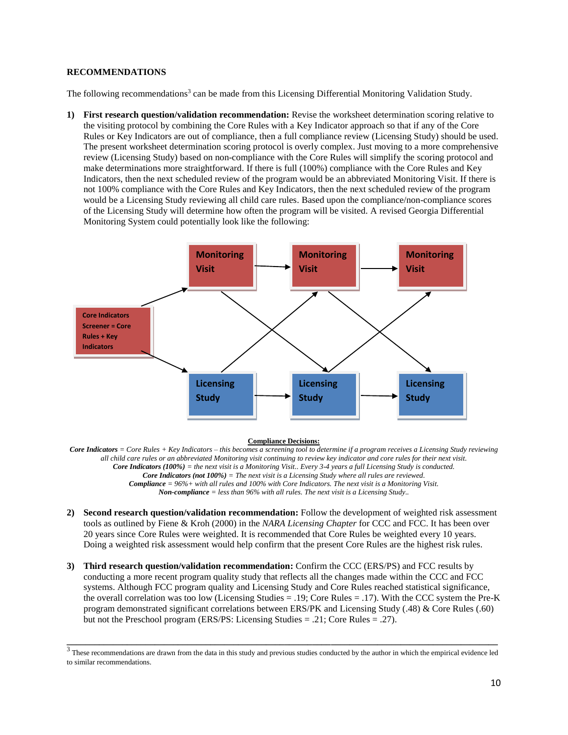**RECOMMENDATIONS**

The following recommendations[3] can be made from this Licensing Differential Monitoring Validation Study.

1) **First research question/validation recommendation:** Revise the worksheet determination scoring relative to the visiting protocol by combining the Core Rules with a Key Indicator approach so that if any of the Core Rules or Key Indicators are out of compliance, then a full compliance review (Licensing Study) should be used. The present worksheet determination scoring protocol is overly complex. Just moving to a more comprehensive review (Licensing Study) based on non-compliance with the Core Rules will simplify the scoring protocol and make determinations more straightforward. If there is full (100%) compliance with the Core Rules and Key Indicators, then the next scheduled review of the program would be an abbreviated Monitoring Visit. If there is not 100% compliance with the Core Rules and Key Indicators, then the next scheduled review of the program would be a Licensing Study reviewing all child care rules. Based upon the compliance/non-compliance scores of the Licensing Study will determine how often the program will be visited. A revised Georgia Differential Monitoring System could potentially look like the following:

Core Indicators Screener = Core Rules + Key Indicators

Monitoring Visit → Monitoring Visit → Monitoring Visit

Licensing Study → Licensing Study → Licensing Study

**Compliance Decisions:**

***Core Indicators*** *= Core Rules + Key Indicators – this becomes a screening tool to determine if a program receives a Licensing Study reviewing all child care rules or an abbreviated Monitoring visit continuing to review key indicator and core rules for their next visit.*
***Core Indicators (100%)*** *= the next visit is a Monitoring Visit.. Every 3-4 years a full Licensing Study is conducted.*
***Core Indicators (not 100%)*** *= The next visit is a Licensing Study where all rules are reviewed.*
***Compliance*** *= 96%+ with all rules and 100% with Core Indicators. The next visit is a Monitoring Visit.*
***Non-compliance*** *= less than 96% with all rules. The next visit is a Licensing Study..*

2) **Second research question/validation recommendation:** Follow the development of weighted risk assessment tools as outlined by Fiene & Kroh (2000) in the *NARA Licensing Chapter* for CCC and FCC. It has been over 20 years since Core Rules were weighted. It is recommended that Core Rules be weighted every 10 years. Doing a weighted risk assessment would help confirm that the present Core Rules are the highest risk rules.

3) **Third research question/validation recommendation:** Confirm the CCC (ERS/PS) and FCC results by conducting a more recent program quality study that reflects all the changes made within the CCC and FCC systems. Although FCC program quality and Licensing Study and Core Rules reached statistical significance, the overall correlation was too low (Licensing Studies = .19; Core Rules = .17). With the CCC system the Pre-K program demonstrated significant correlations between ERS/PK and Licensing Study (.48) & Core Rules (.60) but not the Preschool program (ERS/PS: Licensing Studies = .21; Core Rules = .27).

---

[3] These recommendations are drawn from the data in this study and previous studies conducted by the author in which the empirical evidence led to similar recommendations.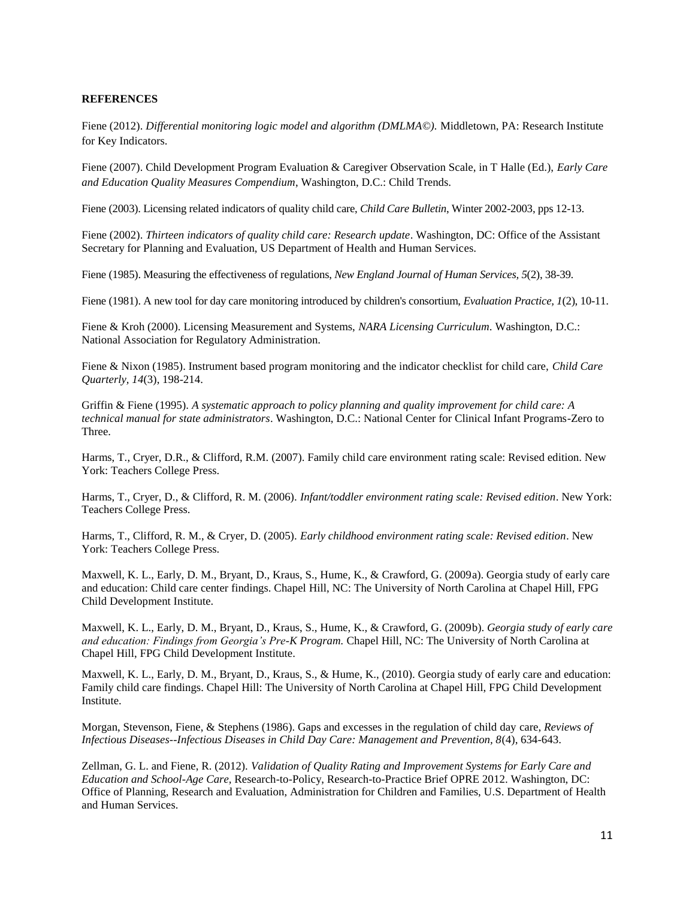**REFERENCES**

Fiene (2012). *Differential monitoring logic model and algorithm (DMLMA©).* Middletown, PA: Research Institute for Key Indicators.

Fiene (2007). Child Development Program Evaluation & Caregiver Observation Scale, in T Halle (Ed.), *Early Care and Education Quality Measures Compendium*, Washington, D.C.: Child Trends.

Fiene (2003). Licensing related indicators of quality child care, *Child Care Bulletin*, Winter 2002-2003, pps 12-13.

Fiene (2002). *Thirteen indicators of quality child care: Research update*. Washington, DC: Office of the Assistant Secretary for Planning and Evaluation, US Department of Health and Human Services.

Fiene (1985). Measuring the effectiveness of regulations, *New England Journal of Human Services, 5*(2), 38-39.

Fiene (1981). A new tool for day care monitoring introduced by children's consortium, *Evaluation Practice, 1*(2), 10-11.

Fiene & Kroh (2000). Licensing Measurement and Systems, *NARA Licensing Curriculum*. Washington, D.C.: National Association for Regulatory Administration.

Fiene & Nixon (1985). Instrument based program monitoring and the indicator checklist for child care, *Child Care Quarterly, 14*(3), 198-214.

Griffin & Fiene (1995). *A systematic approach to policy planning and quality improvement for child care: A technical manual for state administrators*. Washington, D.C.: National Center for Clinical Infant Programs-Zero to Three.

Harms, T., Cryer, D.R., & Clifford, R.M. (2007). Family child care environment rating scale: Revised edition. New York: Teachers College Press.

Harms, T., Cryer, D., & Clifford, R. M. (2006). *Infant/toddler environment rating scale: Revised edition*. New York: Teachers College Press.

Harms, T., Clifford, R. M., & Cryer, D. (2005). *Early childhood environment rating scale: Revised edition*. New York: Teachers College Press.

Maxwell, K. L., Early, D. M., Bryant, D., Kraus, S., Hume, K., & Crawford, G. (2009a). Georgia study of early care and education: Child care center findings. Chapel Hill, NC: The University of North Carolina at Chapel Hill, FPG Child Development Institute.

Maxwell, K. L., Early, D. M., Bryant, D., Kraus, S., Hume, K., & Crawford, G. (2009b). *Georgia study of early care and education: Findings from Georgia's Pre-K Program.* Chapel Hill, NC: The University of North Carolina at Chapel Hill, FPG Child Development Institute.

Maxwell, K. L., Early, D. M., Bryant, D., Kraus, S., & Hume, K., (2010). Georgia study of early care and education: Family child care findings. Chapel Hill: The University of North Carolina at Chapel Hill, FPG Child Development Institute.

Morgan, Stevenson, Fiene, & Stephens (1986). Gaps and excesses in the regulation of child day care, *Reviews of Infectious Diseases--Infectious Diseases in Child Day Care: Management and Prevention, 8*(4), 634-643.

Zellman, G. L. and Fiene, R. (2012). *Validation of Quality Rating and Improvement Systems for Early Care and Education and School-Age Care,* Research-to-Policy, Research-to-Practice Brief OPRE 2012. Washington, DC: Office of Planning, Research and Evaluation, Administration for Children and Families, U.S. Department of Health and Human Services.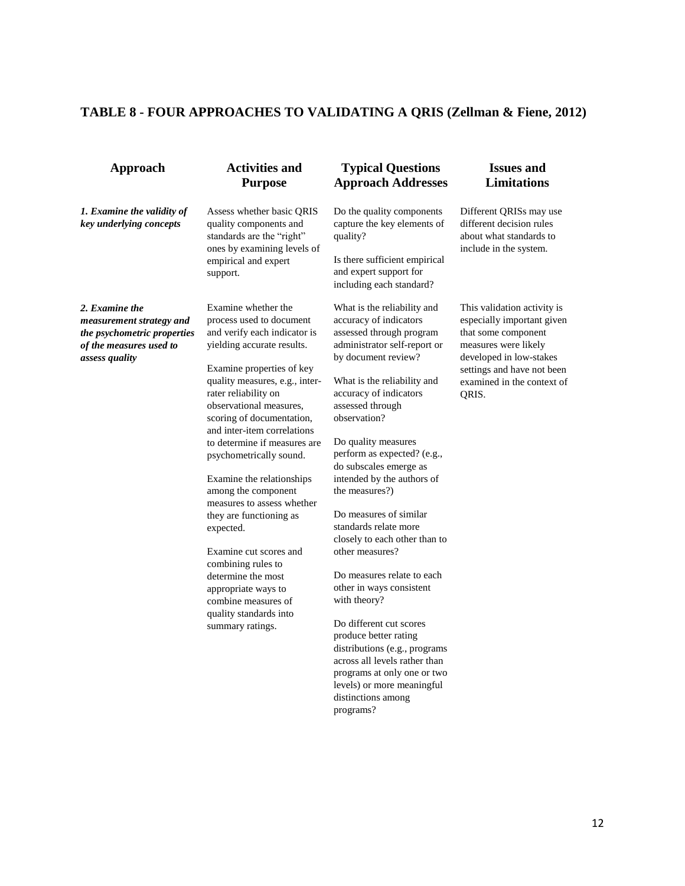## TABLE 8 - FOUR APPROACHES TO VALIDATING A QRIS (Zellman & Fiene, 2012)

| Approach | Activities and Purpose | Typical Questions Approach Addresses | Issues and Limitations |
|---|---|---|---|
| ***1. Examine the validity of key underlying concepts*** | Assess whether basic QRIS quality components and standards are the "right" ones by examining levels of empirical and expert support. | Do the quality components capture the key elements of quality?<br><br>Is there sufficient empirical and expert support for including each standard? | Different QRISs may use different decision rules about what standards to include in the system. |
| ***2. Examine the measurement strategy and the psychometric properties of the measures used to assess quality*** | Examine whether the process used to document and verify each indicator is yielding accurate results.<br><br>Examine properties of key quality measures, e.g., inter-rater reliability on observational measures, scoring of documentation, and inter-item correlations to determine if measures are psychometrically sound.<br><br>Examine the relationships among the component measures to assess whether they are functioning as expected.<br><br>Examine cut scores and combining rules to determine the most appropriate ways to combine measures of quality standards into summary ratings. | What is the reliability and accuracy of indicators assessed through program administrator self-report or by document review?<br><br>What is the reliability and accuracy of indicators assessed through observation?<br><br>Do quality measures perform as expected? (e.g., do subscales emerge as intended by the authors of the measures?)<br><br>Do measures of similar standards relate more closely to each other than to other measures?<br><br>Do measures relate to each other in ways consistent with theory?<br><br>Do different cut scores produce better rating distributions (e.g., programs across all levels rather than programs at only one or two levels) or more meaningful distinctions among programs? | This validation activity is especially important given that some component measures were likely developed in low-stakes settings and have not been examined in the context of QRIS. |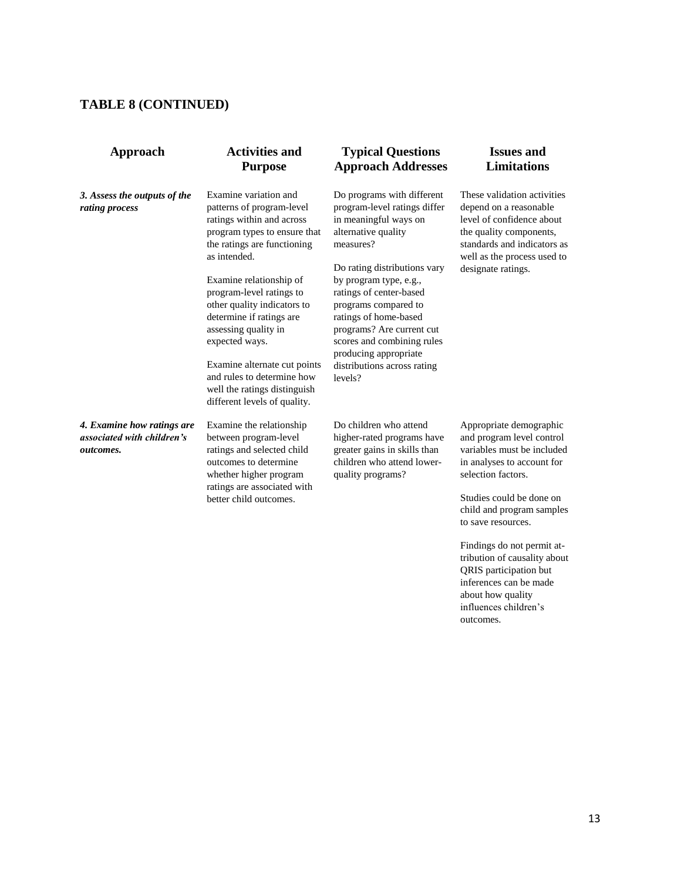## TABLE 8 (CONTINUED)

| Approach | Activities and Purpose | Typical Questions Approach Addresses | Issues and Limitations |
|---|---|---|---|
| ***3. Assess the outputs of the rating process*** | Examine variation and patterns of program-level ratings within and across program types to ensure that the ratings are functioning as intended.<br><br>Examine relationship of program-level ratings to other quality indicators to determine if ratings are assessing quality in expected ways.<br><br>Examine alternate cut points and rules to determine how well the ratings distinguish different levels of quality. | Do programs with different program-level ratings differ in meaningful ways on alternative quality measures?<br><br>Do rating distributions vary by program type, e.g., ratings of center-based programs compared to ratings of home-based programs? Are current cut scores and combining rules producing appropriate distributions across rating levels? | These validation activities depend on a reasonable level of confidence about the quality components, standards and indicators as well as the process used to designate ratings. |
| ***4. Examine how ratings are associated with children's outcomes.*** | Examine the relationship between program-level ratings and selected child outcomes to determine whether higher program ratings are associated with better child outcomes. | Do children who attend higher-rated programs have greater gains in skills than children who attend lower-quality programs? | Appropriate demographic and program level control variables must be included in analyses to account for selection factors.<br><br>Studies could be done on child and program samples to save resources.<br><br>Findings do not permit attribution of causality about QRIS participation but inferences can be made about how quality influences children's outcomes. |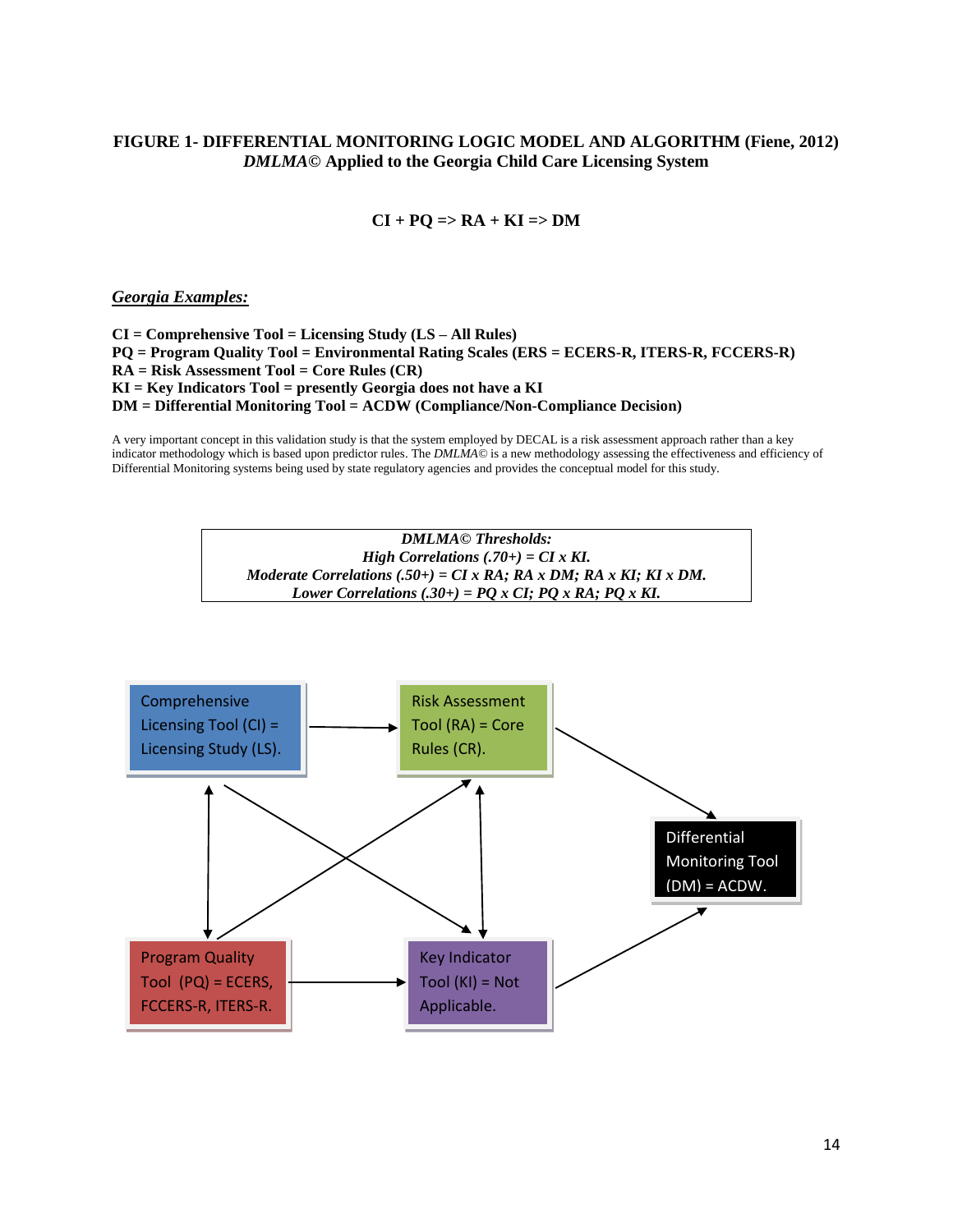**FIGURE 1- DIFFERENTIAL MONITORING LOGIC MODEL AND ALGORITHM (Fiene, 2012)**
***DMLMA*© Applied to the Georgia Child Care Licensing System**

**CI + PQ => RA + KI => DM**

***Georgia Examples:***

**CI = Comprehensive Tool = Licensing Study (LS – All Rules)**
**PQ = Program Quality Tool = Environmental Rating Scales (ERS = ECERS-R, ITERS-R, FCCERS-R)**
**RA = Risk Assessment Tool = Core Rules (CR)**
**KI = Key Indicators Tool = presently Georgia does not have a KI**
**DM = Differential Monitoring Tool = ACDW (Compliance/Non-Compliance Decision)**

A very important concept in this validation study is that the system employed by DECAL is a risk assessment approach rather than a key indicator methodology which is based upon predictor rules. The *DMLMA*© is a new methodology assessing the effectiveness and efficiency of Differential Monitoring systems being used by state regulatory agencies and provides the conceptual model for this study.

***DMLMA© Thresholds:***
***High Correlations (.70+) = CI x KI.***
***Moderate Correlations (.50+) = CI x RA; RA x DM; RA x KI; KI x DM.***
***Lower Correlations (.30+) = PQ x CI; PQ x RA; PQ x KI.***

Comprehensive Licensing Tool (CI) = Licensing Study (LS).

Risk Assessment Tool (RA) = Core Rules (CR).

Differential Monitoring Tool (DM) = ACDW.

Program Quality Tool (PQ) = ECERS, FCCERS-R, ITERS-R.

Key Indicator Tool (KI) = Not Applicable.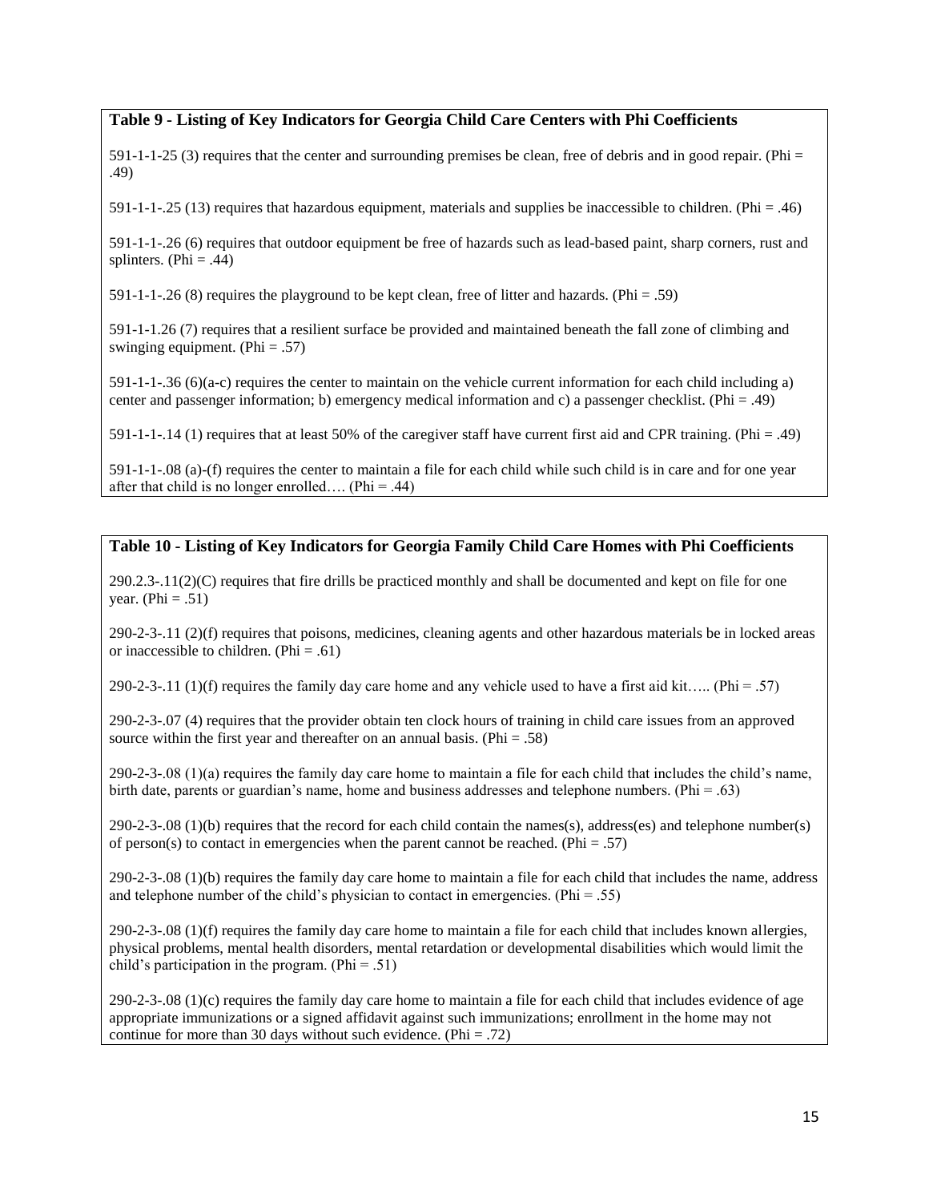**Table 9 - Listing of Key Indicators for Georgia Child Care Centers with Phi Coefficients**

591-1-1-25 (3) requires that the center and surrounding premises be clean, free of debris and in good repair. (Phi = .49)

591-1-1-.25 (13) requires that hazardous equipment, materials and supplies be inaccessible to children. (Phi = .46)

591-1-1-.26 (6) requires that outdoor equipment be free of hazards such as lead-based paint, sharp corners, rust and splinters. (Phi = .44)

591-1-1-.26 (8) requires the playground to be kept clean, free of litter and hazards. (Phi = .59)

591-1-1.26 (7) requires that a resilient surface be provided and maintained beneath the fall zone of climbing and swinging equipment. (Phi = .57)

591-1-1-.36 (6)(a-c) requires the center to maintain on the vehicle current information for each child including a) center and passenger information; b) emergency medical information and c) a passenger checklist. (Phi = .49)

591-1-1-.14 (1) requires that at least 50% of the caregiver staff have current first aid and CPR training. (Phi = .49)

591-1-1-.08 (a)-(f) requires the center to maintain a file for each child while such child is in care and for one year after that child is no longer enrolled…. (Phi = .44)

**Table 10 - Listing of Key Indicators for Georgia Family Child Care Homes with Phi Coefficients**

290.2.3-.11(2)(C) requires that fire drills be practiced monthly and shall be documented and kept on file for one year. (Phi = .51)

290-2-3-.11 (2)(f) requires that poisons, medicines, cleaning agents and other hazardous materials be in locked areas or inaccessible to children. (Phi = .61)

290-2-3-.11 (1)(f) requires the family day care home and any vehicle used to have a first aid kit….. (Phi = .57)

290-2-3-.07 (4) requires that the provider obtain ten clock hours of training in child care issues from an approved source within the first year and thereafter on an annual basis. (Phi = .58)

290-2-3-.08 (1)(a) requires the family day care home to maintain a file for each child that includes the child's name, birth date, parents or guardian's name, home and business addresses and telephone numbers. (Phi = .63)

290-2-3-.08 (1)(b) requires that the record for each child contain the names(s), address(es) and telephone number(s) of person(s) to contact in emergencies when the parent cannot be reached. (Phi = .57)

290-2-3-.08 (1)(b) requires the family day care home to maintain a file for each child that includes the name, address and telephone number of the child's physician to contact in emergencies. (Phi = .55)

290-2-3-.08 (1)(f) requires the family day care home to maintain a file for each child that includes known allergies, physical problems, mental health disorders, mental retardation or developmental disabilities which would limit the child's participation in the program. (Phi = .51)

290-2-3-.08 (1)(c) requires the family day care home to maintain a file for each child that includes evidence of age appropriate immunizations or a signed affidavit against such immunizations; enrollment in the home may not continue for more than 30 days without such evidence. (Phi = .72)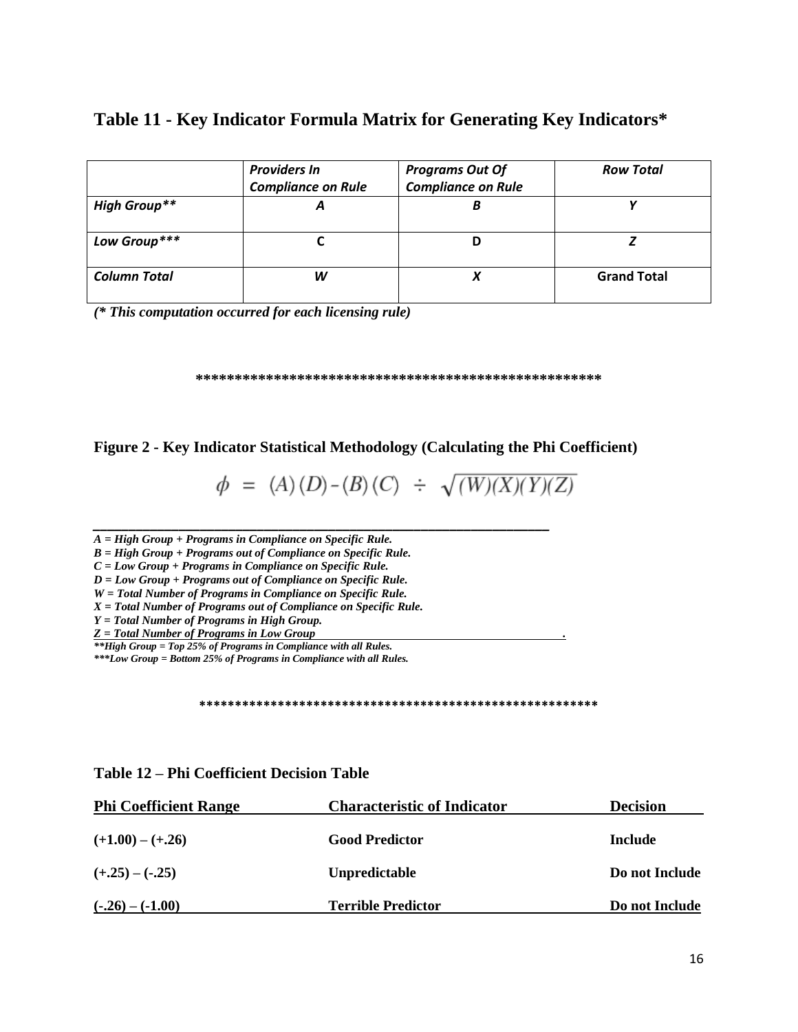## Table 11 - Key Indicator Formula Matrix for Generating Key Indicators*

| | *Providers In Compliance on Rule* | *Programs Out Of Compliance on Rule* | *Row Total* |
|---|---|---|---|
| ***High Group**** | ***A*** | ***B*** | ***Y*** |
| ***Low Group***** | **C** | **D** | ***Z*** |
| ***Column Total*** | ***W*** | ***X*** | **Grand Total** |

*(* This computation occurred for each licensing rule)*

****************************************************

## Figure 2 - Key Indicator Statistical Methodology (Calculating the Phi Coefficient)

$$\phi = (A)(D) - (B)(C) \div \sqrt{(W)(X)(Y)(Z)}$$

*A = High Group + Programs in Compliance on Specific Rule.*
*B = High Group + Programs out of Compliance on Specific Rule.*
*C = Low Group + Programs in Compliance on Specific Rule.*
*D = Low Group + Programs out of Compliance on Specific Rule.*
*W = Total Number of Programs in Compliance on Specific Rule.*
*X = Total Number of Programs out of Compliance on Specific Rule.*
*Y = Total Number of Programs in High Group.*
*Z = Total Number of Programs in Low Group.*
***High Group = Top 25% of Programs in Compliance with all Rules.*
****Low Group = Bottom 25% of Programs in Compliance with all Rules.*

*******************************************************

## Table 12 – Phi Coefficient Decision Table

| Phi Coefficient Range | Characteristic of Indicator | Decision |
|---|---|---|
| **(+1.00) – (+.26)** | **Good Predictor** | **Include** |
| **(+.25) – (-.25)** | **Unpredictable** | **Do not Include** |
| **(-.26) – (-1.00)** | **Terrible Predictor** | **Do not Include** |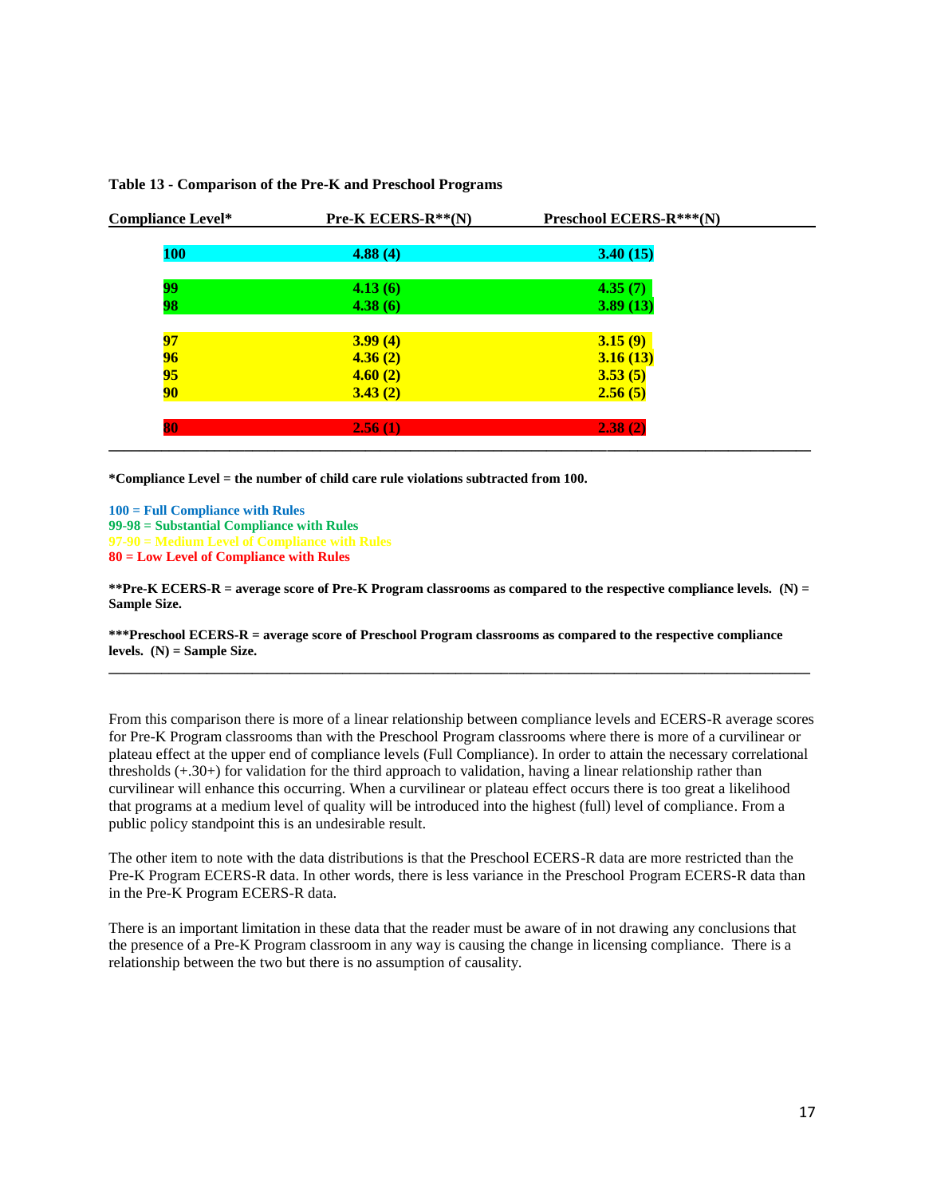**Table 13 - Comparison of the Pre-K and Preschool Programs**

| Compliance Level* | Pre-K ECERS-R**(N) | Preschool ECERS-R***(N) |
|---|---|---|
| **100** | **4.88 (4)** | **3.40 (15)** |
| **99** | **4.13 (6)** | **4.35 (7)** |
| **98** | **4.38 (6)** | **3.89 (13)** |
| **97** | **3.99 (4)** | **3.15 (9)** |
| **96** | **4.36 (2)** | **3.16 (13)** |
| **95** | **4.60 (2)** | **3.53 (5)** |
| **90** | **3.43 (2)** | **2.56 (5)** |
| **80** | **2.56 (1)** | **2.38 (2)** |

**\*Compliance Level = the number of child care rule violations subtracted from 100.**

**100 = Full Compliance with Rules**
**99-98 = Substantial Compliance with Rules**
**97-90 = Medium Level of Compliance with Rules**
**80 = Low Level of Compliance with Rules**

**\*\*Pre-K ECERS-R = average score of Pre-K Program classrooms as compared to the respective compliance levels. (N) = Sample Size.**

**\*\*\*Preschool ECERS-R = average score of Preschool Program classrooms as compared to the respective compliance levels. (N) = Sample Size.**

From this comparison there is more of a linear relationship between compliance levels and ECERS-R average scores for Pre-K Program classrooms than with the Preschool Program classrooms where there is more of a curvilinear or plateau effect at the upper end of compliance levels (Full Compliance). In order to attain the necessary correlational thresholds (+.30+) for validation for the third approach to validation, having a linear relationship rather than curvilinear will enhance this occurring. When a curvilinear or plateau effect occurs there is too great a likelihood that programs at a medium level of quality will be introduced into the highest (full) level of compliance. From a public policy standpoint this is an undesirable result.

The other item to note with the data distributions is that the Preschool ECERS-R data are more restricted than the Pre-K Program ECERS-R data. In other words, there is less variance in the Preschool Program ECERS-R data than in the Pre-K Program ECERS-R data.

There is an important limitation in these data that the reader must be aware of in not drawing any conclusions that the presence of a Pre-K Program classroom in any way is causing the change in licensing compliance. There is a relationship between the two but there is no assumption of causality.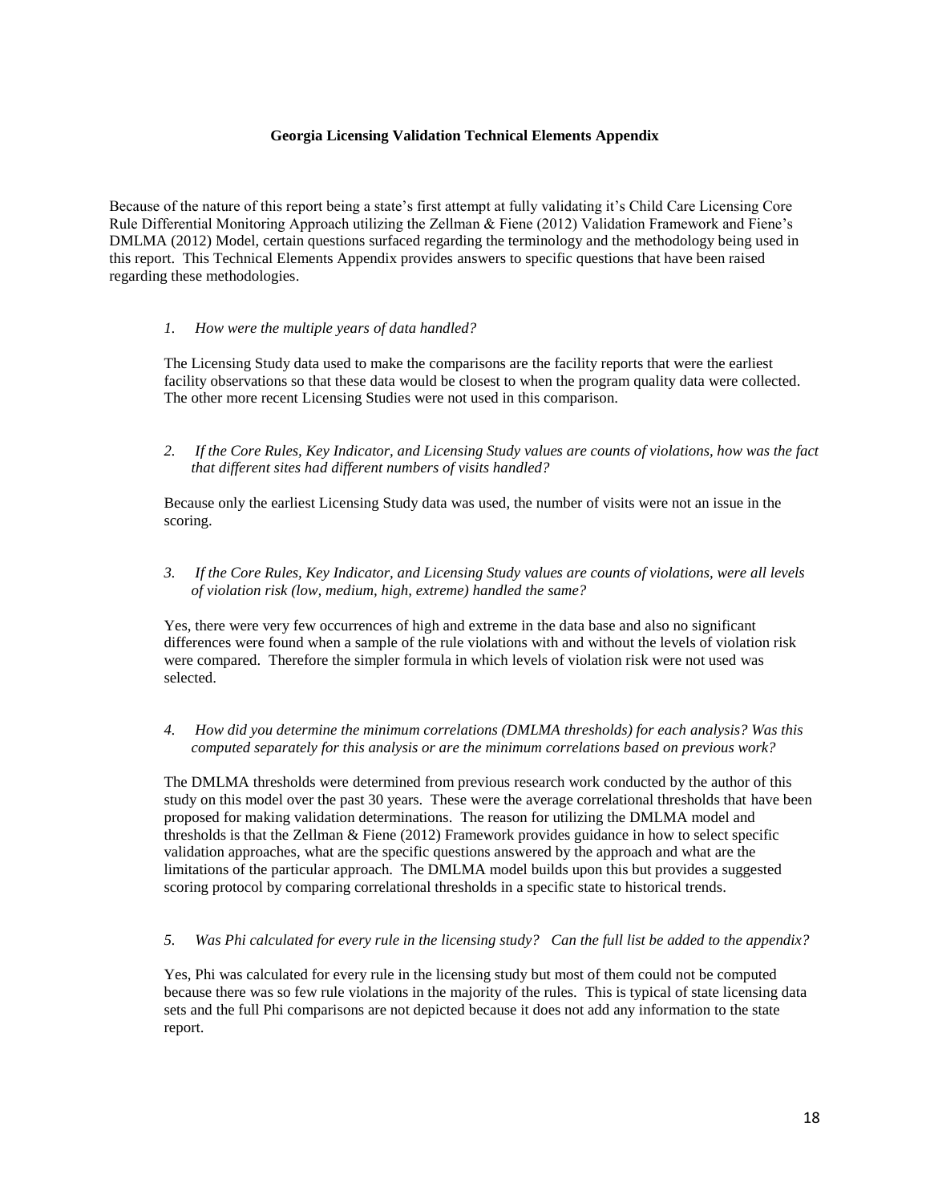**Georgia Licensing Validation Technical Elements Appendix**

Because of the nature of this report being a state's first attempt at fully validating it's Child Care Licensing Core Rule Differential Monitoring Approach utilizing the Zellman & Fiene (2012) Validation Framework and Fiene's DMLMA (2012) Model, certain questions surfaced regarding the terminology and the methodology being used in this report. This Technical Elements Appendix provides answers to specific questions that have been raised regarding these methodologies.

1. *How were the multiple years of data handled?*

The Licensing Study data used to make the comparisons are the facility reports that were the earliest facility observations so that these data would be closest to when the program quality data were collected. The other more recent Licensing Studies were not used in this comparison.

2. *If the Core Rules, Key Indicator, and Licensing Study values are counts of violations, how was the fact that different sites had different numbers of visits handled?*

Because only the earliest Licensing Study data was used, the number of visits were not an issue in the scoring.

3. *If the Core Rules, Key Indicator, and Licensing Study values are counts of violations, were all levels of violation risk (low, medium, high, extreme) handled the same?*

Yes, there were very few occurrences of high and extreme in the data base and also no significant differences were found when a sample of the rule violations with and without the levels of violation risk were compared. Therefore the simpler formula in which levels of violation risk were not used was selected.

4. *How did you determine the minimum correlations (DMLMA thresholds) for each analysis? Was this computed separately for this analysis or are the minimum correlations based on previous work?*

The DMLMA thresholds were determined from previous research work conducted by the author of this study on this model over the past 30 years. These were the average correlational thresholds that have been proposed for making validation determinations. The reason for utilizing the DMLMA model and thresholds is that the Zellman & Fiene (2012) Framework provides guidance in how to select specific validation approaches, what are the specific questions answered by the approach and what are the limitations of the particular approach. The DMLMA model builds upon this but provides a suggested scoring protocol by comparing correlational thresholds in a specific state to historical trends.

5. *Was Phi calculated for every rule in the licensing study? Can the full list be added to the appendix?*

Yes, Phi was calculated for every rule in the licensing study but most of them could not be computed because there was so few rule violations in the majority of the rules. This is typical of state licensing data sets and the full Phi comparisons are not depicted because it does not add any information to the state report.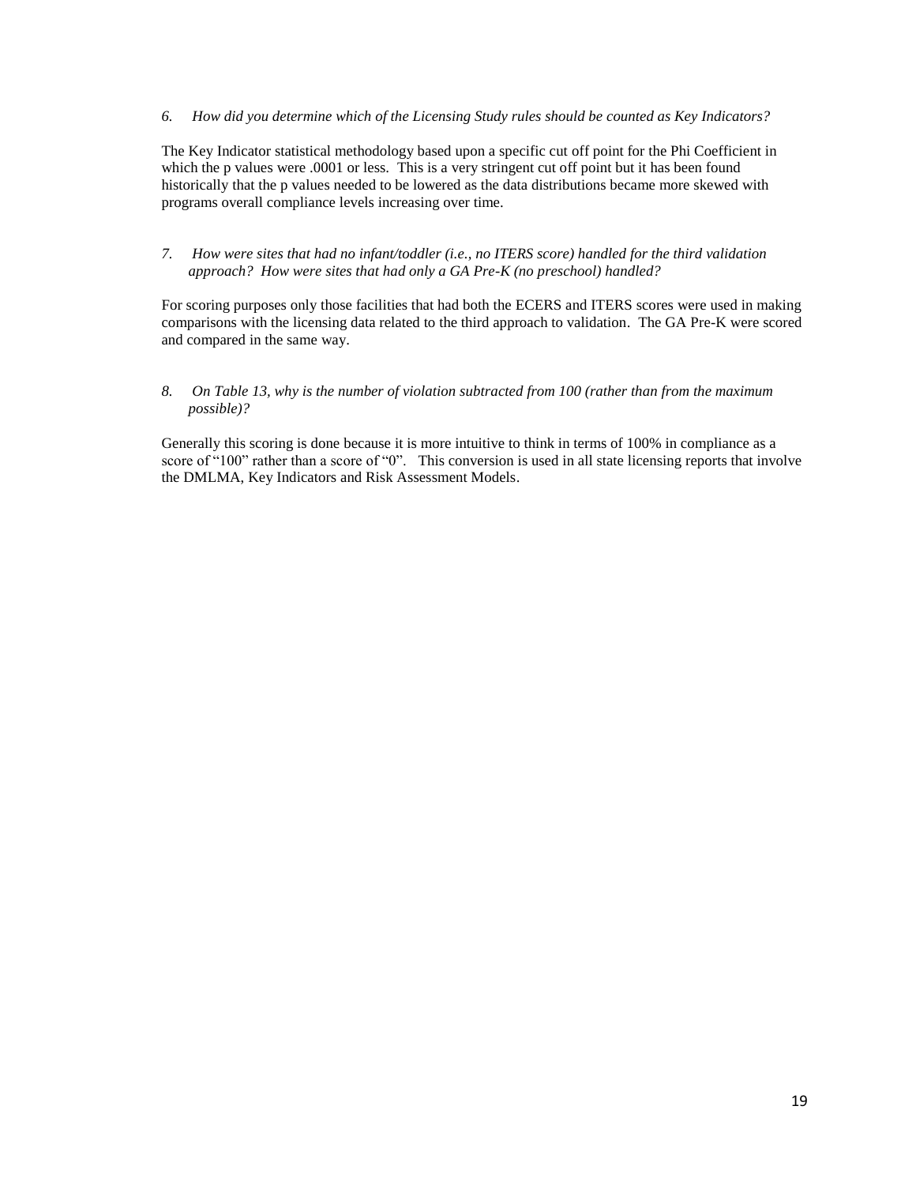*6. How did you determine which of the Licensing Study rules should be counted as Key Indicators?*

The Key Indicator statistical methodology based upon a specific cut off point for the Phi Coefficient in which the p values were .0001 or less. This is a very stringent cut off point but it has been found historically that the p values needed to be lowered as the data distributions became more skewed with programs overall compliance levels increasing over time.

*7. How were sites that had no infant/toddler (i.e., no ITERS score) handled for the third validation approach? How were sites that had only a GA Pre-K (no preschool) handled?*

For scoring purposes only those facilities that had both the ECERS and ITERS scores were used in making comparisons with the licensing data related to the third approach to validation. The GA Pre-K were scored and compared in the same way.

*8. On Table 13, why is the number of violation subtracted from 100 (rather than from the maximum possible)?*

Generally this scoring is done because it is more intuitive to think in terms of 100% in compliance as a score of "100" rather than a score of "0". This conversion is used in all state licensing reports that involve the DMLMA, Key Indicators and Risk Assessment Models.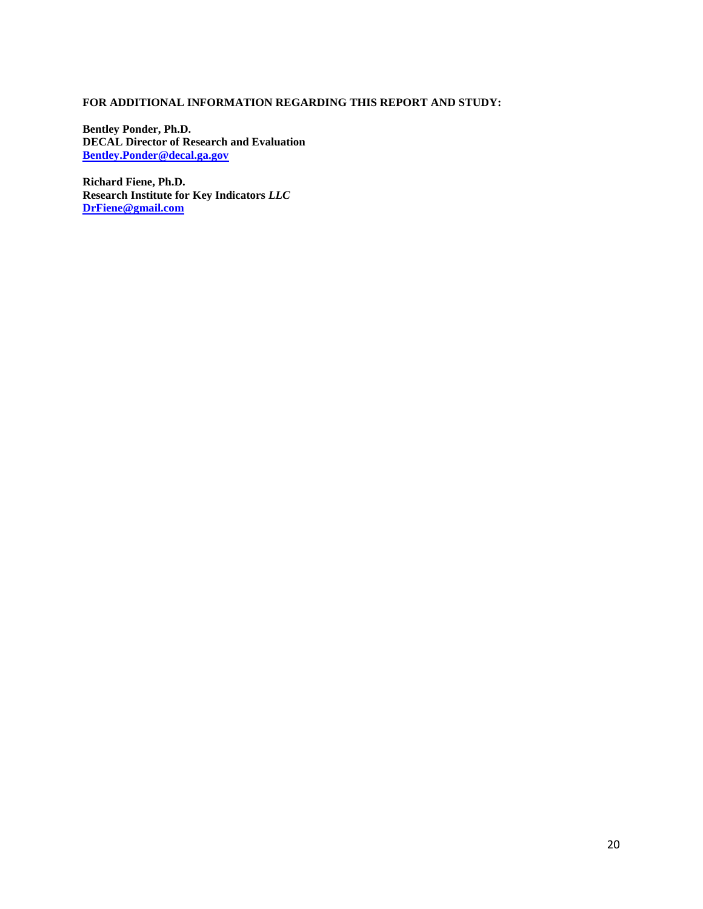**FOR ADDITIONAL INFORMATION REGARDING THIS REPORT AND STUDY:**

**Bentley Ponder, Ph.D.**
**DECAL Director of Research and Evaluation**
**[Bentley.Ponder@decal.ga.gov](mailto:Bentley.Ponder@decal.ga.gov)**

**Richard Fiene, Ph.D.**
**Research Institute for Key Indicators *LLC***
**[DrFiene@gmail.com](mailto:DrFiene@gmail.com)**